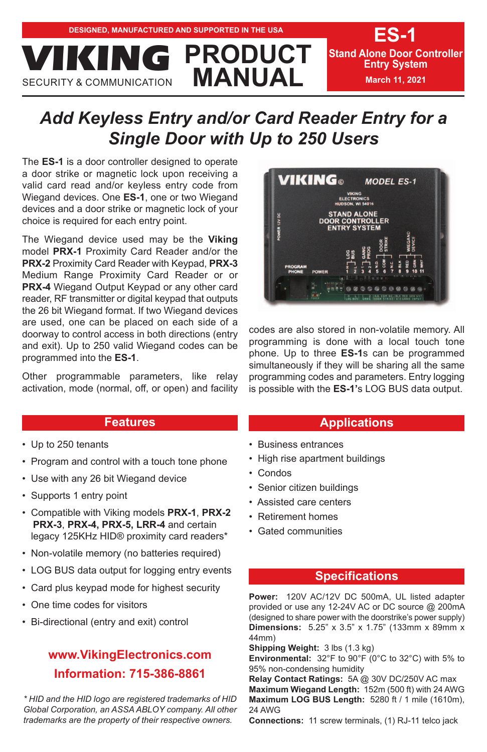DESIGNED, MANUFACTURED AND SUPPORTED IN THE USA

# VIKING PRODUCT MANUAL

SECURITY & COMMUNICATION

**ES-1**
**Stand Alone Door Controller Entry System**
**March 11, 2021**

## *Add Keyless Entry and/or Card Reader Entry for a Single Door with Up to 250 Users*

The **ES-1** is a door controller designed to operate a door strike or magnetic lock upon receiving a valid card read and/or keyless entry code from Wiegand devices. One **ES-1**, one or two Wiegand devices and a door strike or magnetic lock of your choice is required for each entry point.

The Wiegand device used may be the **Viking** model **PRX-1** Proximity Card Reader and/or the **PRX-2** Proximity Card Reader with Keypad, **PRX-3** Medium Range Proximity Card Reader or or **PRX-4** Wiegand Output Keypad or any other card reader, RF transmitter or digital keypad that outputs the 26 bit Wiegand format. If two Wiegand devices are used, one can be placed on each side of a doorway to control access in both directions (entry and exit). Up to 250 valid Wiegand codes can be programmed into the **ES-1**.

Other programmable parameters, like relay activation, mode (normal, off, or open) and facility codes are also stored in non-volatile memory. All programming is done with a local touch tone phone. Up to three **ES-1**s can be programmed simultaneously if they will be sharing all the same programming codes and parameters. Entry logging is possible with the **ES-1**'s LOG BUS data output.

## Features

- Up to 250 tenants
- Program and control with a touch tone phone
- Use with any 26 bit Wiegand device
- Supports 1 entry point
- Compatible with Viking models **PRX-1**, **PRX-2** **PRX-3**, **PRX-4, PRX-5, LRR-4** and certain legacy 125KHz HID® proximity card readers*
- Non-volatile memory (no batteries required)
- LOG BUS data output for logging entry events
- Card plus keypad mode for highest security
- One time codes for visitors
- Bi-directional (entry and exit) control

**www.VikingElectronics.com**
**Information: 715-386-8861**

*\* HID and the HID logo are registered trademarks of HID Global Corporation, an ASSA ABLOY company. All other trademarks are the property of their respective owners.*

## Applications

- Business entrances
- High rise apartment buildings
- Condos
- Senior citizen buildings
- Assisted care centers
- Retirement homes
- Gated communities

## Specifications

**Power:** 120V AC/12V DC 500mA, UL listed adapter provided or use any 12-24V AC or DC source @ 200mA (designed to share power with the doorstrike's power supply)
**Dimensions:** 5.25" x 3.5" x 1.75" (133mm x 89mm x 44mm)
**Shipping Weight:** 3 lbs (1.3 kg)
**Environmental:** 32°F to 90°F (0°C to 32°C) with 5% to 95% non-condensing humidity
**Relay Contact Ratings:** 5A @ 30V DC/250V AC max
**Maximum Wiegand Length:** 152m (500 ft) with 24 AWG
**Maximum LOG BUS Length:** 5280 ft / 1 mile (1610m), 24 AWG
**Connections:** 11 screw terminals, (1) RJ-11 telco jack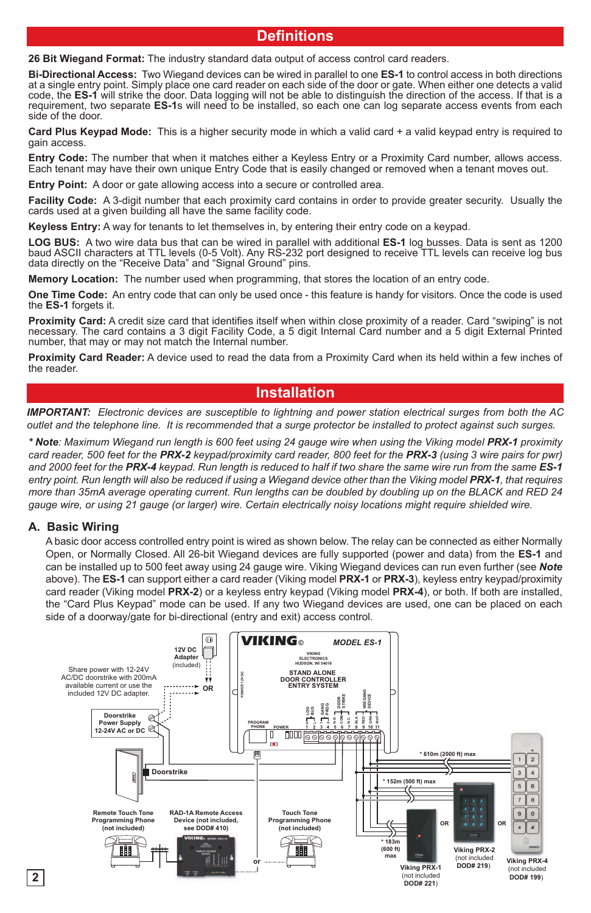# Definitions

**26 Bit Wiegand Format:** The industry standard data output of access control card readers.

**Bi-Directional Access:** Two Wiegand devices can be wired in parallel to one **ES-1** to control access in both directions at a single entry point. Simply place one card reader on each side of the door or gate. When either one detects a valid code, the **ES-1** will strike the door. Data logging will not be able to distinguish the direction of the access. If that is a requirement, two separate **ES-1**s will need to be installed, so each one can log separate access events from each side of the door.

**Card Plus Keypad Mode:** This is a higher security mode in which a valid card + a valid keypad entry is required to gain access.

**Entry Code:** The number that when it matches either a Keyless Entry or a Proximity Card number, allows access. Each tenant may have their own unique Entry Code that is easily changed or removed when a tenant moves out.

**Entry Point:** A door or gate allowing access into a secure or controlled area.

**Facility Code:** A 3-digit number that each proximity card contains in order to provide greater security. Usually the cards used at a given building all have the same facility code.

**Keyless Entry:** A way for tenants to let themselves in, by entering their entry code on a keypad.

**LOG BUS:** A two wire data bus that can be wired in parallel with additional **ES-1** log busses. Data is sent as 1200 baud ASCII characters at TTL levels (0-5 Volt). Any RS-232 port designed to receive TTL levels can receive log bus data directly on the "Receive Data" and "Signal Ground" pins.

**Memory Location:** The number used when programming, that stores the location of an entry code.

**One Time Code:** An entry code that can only be used once - this feature is handy for visitors. Once the code is used the **ES-1** forgets it.

**Proximity Card:** A credit size card that identifies itself when within close proximity of a reader. Card "swiping" is not necessary. The card contains a 3 digit Facility Code, a 5 digit Internal Card number and a 5 digit External Printed number, that may or may not match the Internal number.

**Proximity Card Reader:** A device used to read the data from a Proximity Card when its held within a few inches of the reader.

# Installation

***IMPORTANT:*** *Electronic devices are susceptible to lightning and power station electrical surges from both the AC outlet and the telephone line. It is recommended that a surge protector be installed to protect against such surges.*

*\* **Note**: Maximum Wiegand run length is 600 feet using 24 gauge wire when using the Viking model **PRX-1** proximity card reader, 500 feet for the **PRX-2** keypad/proximity card reader, 800 feet for the **PRX-3** (using 3 wire pairs for pwr) and 2000 feet for the **PRX-4** keypad. Run length is reduced to half if two share the same wire run from the same **ES-1** entry point. Run length will also be reduced if using a Wiegand device other than the Viking model **PRX-1**, that requires more than 35mA average operating current. Run lengths can be doubled by doubling up on the BLACK and RED 24 gauge wire, or using 21 gauge (or larger) wire. Certain electrically noisy locations might require shielded wire.*

## A. Basic Wiring

A basic door access controlled entry point is wired as shown below. The relay can be connected as either Normally Open, or Normally Closed. All 26-bit Wiegand devices are fully supported (power and data) from the **ES-1** and can be installed up to 500 feet away using 24 gauge wire. Viking Wiegand devices can run even further (see ***Note*** above). The **ES-1** can support either a card reader (Viking model **PRX-1** or **PRX-3**), keyless entry keypad/proximity card reader (Viking model **PRX-2**) or a keyless entry keypad (Viking model **PRX-4**), or both. If both are installed, the "Card Plus Keypad" mode can be used. If any two Wiegand devices are used, one can be placed on each side of a doorway/gate for bi-directional (entry and exit) access control.

12V DC Adapter (included)

Share power with 12-24V AC/DC doorstrike with 200mA available current or use the included 12V DC adapter.

OR

Doorstrike Power Supply 12-24V AC or DC

Doorstrike

VIKING® MODEL ES-1

VIKING ELECTRONICS HUDSON, WI 54016

STAND ALONE DOOR CONTROLLER ENTRY SYSTEM

POWER 12V DC

PROGRAM PHONE | POWER | LOG BUS | GANG PROG | DOOR STRIKE | WIEGAND DEVICE

1 2 3 4 5 6 7 8 9 10 11

N.O. COM N.C. BLK RED GRN WHT

\* 610m (2000 ft) max

\* 152m (500 ft) max

\* 183m (600 ft) max

Remote Touch Tone Programming Phone (not included)

RAD-1A Remote Access Device (not included, see DOD# 410)

or

Touch Tone Programming Phone (not included)

Viking PRX-1 (not included DOD# 221)

OR

Viking PRX-2 (not included DOD# 219)

OR

Viking PRX-4 (not included DOD# 199)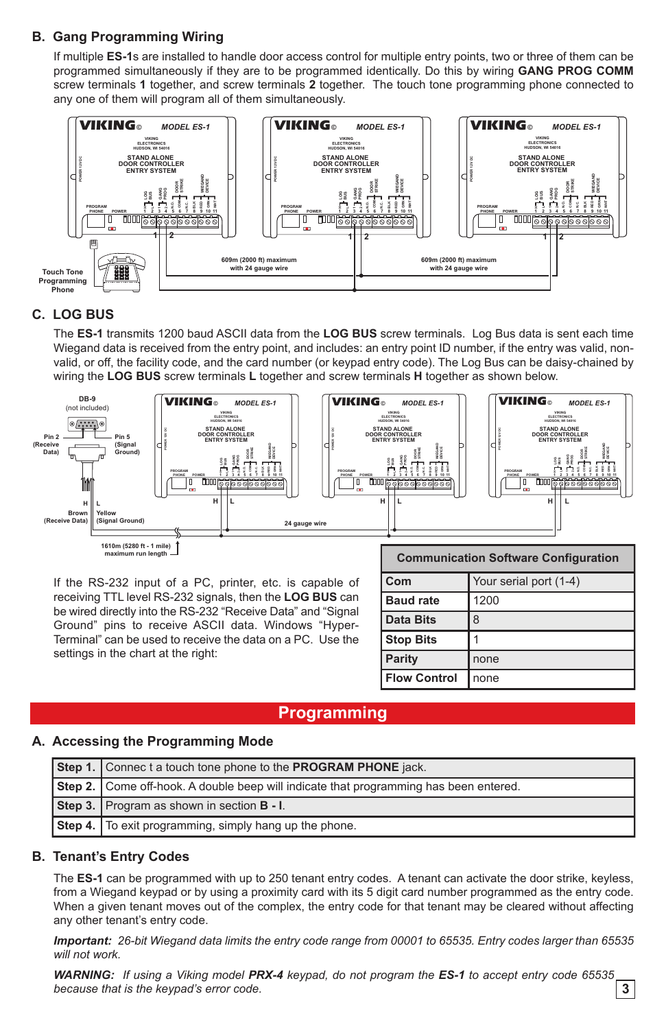## B. Gang Programming Wiring

If multiple **ES-1**s are installed to handle door access control for multiple entry points, two or three of them can be programmed simultaneously if they are to be programmed identically. Do this by wiring **GANG PROG COMM** screw terminals **1** together, and screw terminals **2** together. The touch tone programming phone connected to any one of them will program all of them simultaneously.

Touch Tone Programming Phone

609m (2000 ft) maximum with 24 gauge wire

609m (2000 ft) maximum with 24 gauge wire

## C. LOG BUS

The **ES-1** transmits 1200 baud ASCII data from the **LOG BUS** screw terminals. Log Bus data is sent each time Wiegand data is received from the entry point, and includes: an entry point ID number, if the entry was valid, non-valid, or off, the facility code, and the card number (or keypad entry code). The Log Bus can be daisy-chained by wiring the **LOG BUS** screw terminals **L** together and screw terminals **H** together as shown below.

DB-9 (not included)

Pin 2 (Receive Data) — Pin 5 (Signal Ground)

H Brown (Receive Data) — L Yellow (Signal Ground)

24 gauge wire

1610m (5280 ft - 1 mile) maximum run length

If the RS-232 input of a PC, printer, etc. is capable of receiving TTL level RS-232 signals, then the **LOG BUS** can be wired directly into the RS-232 "Receive Data" and "Signal Ground" pins to receive ASCII data. Windows "Hyper-Terminal" can be used to receive the data on a PC. Use the settings in the chart at the right:

| Communication Software Configuration | |
|---|---|
| **Com** | Your serial port (1-4) |
| **Baud rate** | 1200 |
| **Data Bits** | 8 |
| **Stop Bits** | 1 |
| **Parity** | none |
| **Flow Control** | none |

# Programming

## A. Accessing the Programming Mode

| | |
|---|---|
| **Step 1.** | Connec t a touch tone phone to the **PROGRAM PHONE** jack. |
| **Step 2.** | Come off-hook. A double beep will indicate that programming has been entered. |
| **Step 3.** | Program as shown in section **B - I**. |
| **Step 4.** | To exit programming, simply hang up the phone. |

## B. Tenant's Entry Codes

The **ES-1** can be programmed with up to 250 tenant entry codes. A tenant can activate the door strike, keyless, from a Wiegand keypad or by using a proximity card with its 5 digit card number programmed as the entry code. When a given tenant moves out of the complex, the entry code for that tenant may be cleared without affecting any other tenant's entry code.

***Important:*** *26-bit Wiegand data limits the entry code range from 00001 to 65535. Entry codes larger than 65535 will not work.*

***WARNING:*** *If using a Viking model **PRX-4** keypad, do not program the **ES-1** to accept entry code 65535 because that is the keypad's error code.*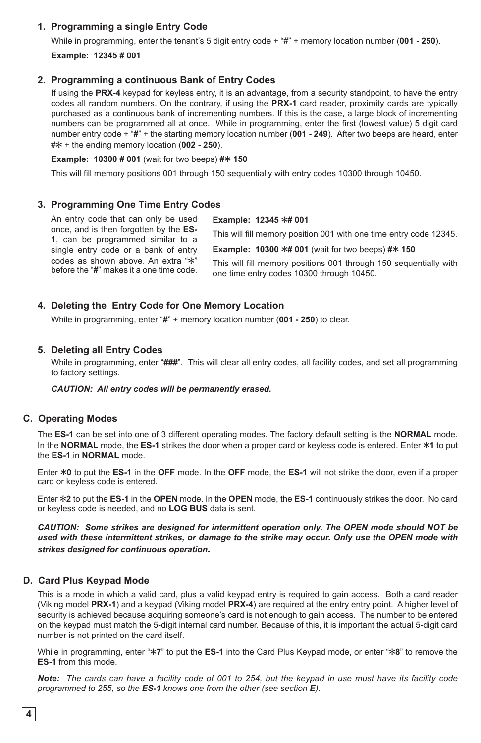### 1. Programming a single Entry Code

While in programming, enter the tenant's 5 digit entry code + "#" + memory location number (**001 - 250**).

**Example: 12345 # 001**

### 2. Programming a continuous Bank of Entry Codes

If using the **PRX-4** keypad for keyless entry, it is an advantage, from a security standpoint, to have the entry codes all random numbers. On the contrary, if using the **PRX-1** card reader, proximity cards are typically purchased as a continuous bank of incrementing numbers. If this is the case, a large block of incrementing numbers can be programmed all at once. While in programming, enter the first (lowest value) 5 digit card number entry code + "**#**" + the starting memory location number (**001 - 249**). After two beeps are heard, enter #∗ + the ending memory location (**002 - 250**).

**Example: 10300 # 001** (wait for two beeps) **#∗ 150**

This will fill memory positions 001 through 150 sequentially with entry codes 10300 through 10450.

### 3. Programming One Time Entry Codes

An entry code that can only be used once, and is then forgotten by the **ES-1**, can be programmed similar to a single entry code or a bank of entry codes as shown above. An extra "∗" before the "**#**" makes it a one time code.

**Example: 12345 ∗# 001**

This will fill memory position 001 with one time entry code 12345.

**Example: 10300 ∗# 001** (wait for two beeps) **#∗ 150**

This will fill memory positions 001 through 150 sequentially with one time entry codes 10300 through 10450.

### 4. Deleting the Entry Code for One Memory Location

While in programming, enter "**#**" + memory location number (**001 - 250**) to clear.

### 5. Deleting all Entry Codes

While in programming, enter "**###**". This will clear all entry codes, all facility codes, and set all programming to factory settings.

***CAUTION: All entry codes will be permanently erased.***

## C. Operating Modes

The **ES-1** can be set into one of 3 different operating modes. The factory default setting is the **NORMAL** mode. In the **NORMAL** mode, the **ES-1** strikes the door when a proper card or keyless code is entered. Enter **∗1** to put the **ES-1** in **NORMAL** mode.

Enter **∗0** to put the **ES-1** in the **OFF** mode. In the **OFF** mode, the **ES-1** will not strike the door, even if a proper card or keyless code is entered.

Enter **∗2** to put the **ES-1** in the **OPEN** mode. In the **OPEN** mode, the **ES-1** continuously strikes the door. No card or keyless code is needed, and no **LOG BUS** data is sent.

***CAUTION: Some strikes are designed for intermittent operation only. The OPEN mode should NOT be used with these intermittent strikes, or damage to the strike may occur. Only use the OPEN mode with strikes designed for continuous operation.***

## D. Card Plus Keypad Mode

This is a mode in which a valid card, plus a valid keypad entry is required to gain access. Both a card reader (Viking model **PRX-1**) and a keypad (Viking model **PRX-4**) are required at the entry entry point. A higher level of security is achieved because acquiring someone's card is not enough to gain access. The number to be entered on the keypad must match the 5-digit internal card number. Because of this, it is important the actual 5-digit card number is not printed on the card itself.

While in programming, enter "**∗7**" to put the **ES-1** into the Card Plus Keypad mode, or enter "**∗8**" to remove the **ES-1** from this mode.

***Note:*** *The cards can have a facility code of 001 to 254, but the keypad in use must have its facility code programmed to 255, so the **ES-1** knows one from the other (see section **E**).*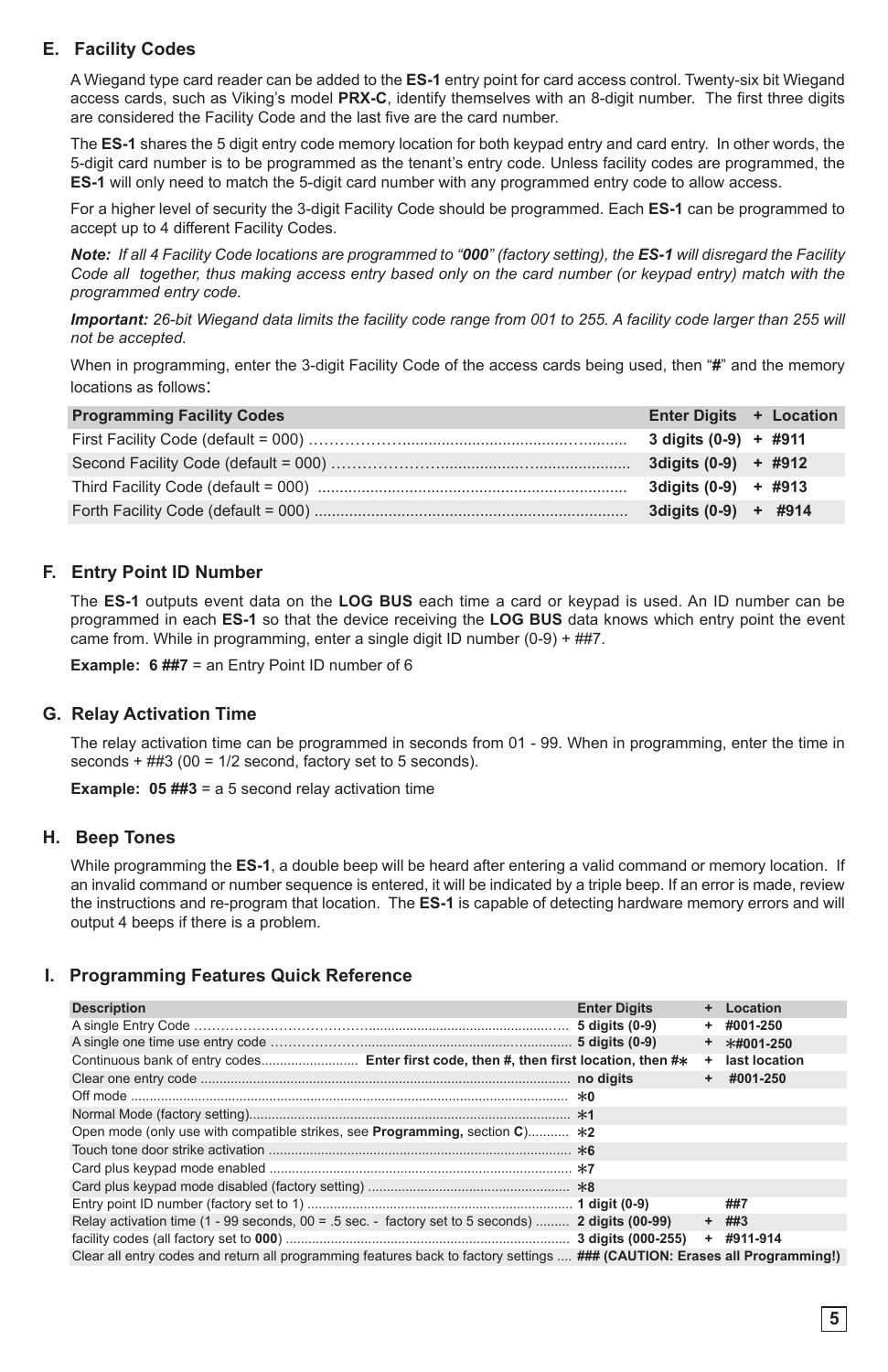## E. Facility Codes

A Wiegand type card reader can be added to the **ES-1** entry point for card access control. Twenty-six bit Wiegand access cards, such as Viking's model **PRX-C**, identify themselves with an 8-digit number. The first three digits are considered the Facility Code and the last five are the card number.

The **ES-1** shares the 5 digit entry code memory location for both keypad entry and card entry. In other words, the 5-digit card number is to be programmed as the tenant's entry code. Unless facility codes are programmed, the **ES-1** will only need to match the 5-digit card number with any programmed entry code to allow access.

For a higher level of security the 3-digit Facility Code should be programmed. Each **ES-1** can be programmed to accept up to 4 different Facility Codes.

***Note:*** *If all 4 Facility Code locations are programmed to "**000**" (factory setting), the **ES-1** will disregard the Facility Code all together, thus making access entry based only on the card number (or keypad entry) match with the programmed entry code.*

***Important:*** *26-bit Wiegand data limits the facility code range from 001 to 255. A facility code larger than 255 will not be accepted.*

When in programming, enter the 3-digit Facility Code of the access cards being used, then "**#**" and the memory locations as follows:

| Programming Facility Codes | Enter Digits | + | Location |
|---|---|---|---|
| First Facility Code (default = 000) | **3 digits (0-9)** | **+** | **#911** |
| Second Facility Code (default = 000) | **3digits (0-9)** | **+** | **#912** |
| Third Facility Code (default = 000) | **3digits (0-9)** | **+** | **#913** |
| Forth Facility Code (default = 000) | **3digits (0-9)** | **+** | **#914** |

## F. Entry Point ID Number

The **ES-1** outputs event data on the **LOG BUS** each time a card or keypad is used. An ID number can be programmed in each **ES-1** so that the device receiving the **LOG BUS** data knows which entry point the event came from. While in programming, enter a single digit ID number (0-9) + ##7.

**Example: 6 ##7** = an Entry Point ID number of 6

## G. Relay Activation Time

The relay activation time can be programmed in seconds from 01 - 99. When in programming, enter the time in seconds + ##3 (00 = 1/2 second, factory set to 5 seconds).

**Example: 05 ##3** = a 5 second relay activation time

## H. Beep Tones

While programming the **ES-1**, a double beep will be heard after entering a valid command or memory location. If an invalid command or number sequence is entered, it will be indicated by a triple beep. If an error is made, review the instructions and re-program that location. The **ES-1** is capable of detecting hardware memory errors and will output 4 beeps if there is a problem.

## I. Programming Features Quick Reference

| Description | Enter Digits | + | Location |
|---|---|---|---|
| A single Entry Code | **5 digits (0-9)** | **+** | **#001-250** |
| A single one time use entry code | **5 digits (0-9)** | **+** | **\*#001-250** |
| Continuous bank of entry codes | **Enter first code, then #, then first location, then #\*** | **+** | **last location** |
| Clear one entry code | **no digits** | **+** | **#001-250** |
| Off mode | **\*0** | | |
| Normal Mode (factory setting) | **\*1** | | |
| Open mode (only use with compatible strikes, see **Programming,** section **C**) | **\*2** | | |
| Touch tone door strike activation | **\*6** | | |
| Card plus keypad mode enabled | **\*7** | | |
| Card plus keypad mode disabled (factory setting) | **\*8** | | |
| Entry point ID number (factory set to 1) | **1 digit (0-9)** | | **##7** |
| Relay activation time (1 - 99 seconds, 00 = .5 sec. - factory set to 5 seconds) | **2 digits (00-99)** | **+** | **##3** |
| facility codes (all factory set to **000**) | **3 digits (000-255)** | **+** | **#911-914** |
| Clear all entry codes and return all programming features back to factory settings | **### (CAUTION: Erases all Programming!)** | | |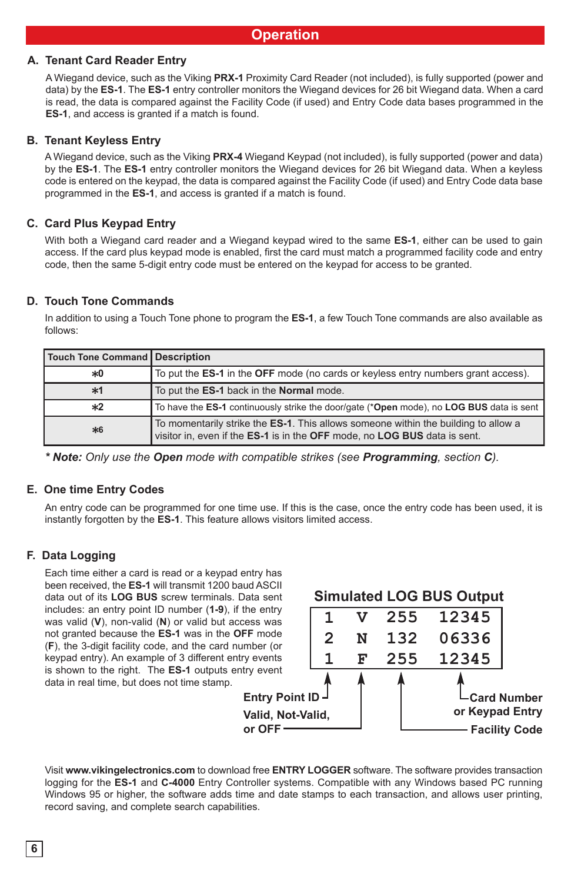# Operation

## A. Tenant Card Reader Entry

A Wiegand device, such as the Viking **PRX-1** Proximity Card Reader (not included), is fully supported (power and data) by the **ES-1**. The **ES-1** entry controller monitors the Wiegand devices for 26 bit Wiegand data. When a card is read, the data is compared against the Facility Code (if used) and Entry Code data bases programmed in the **ES-1**, and access is granted if a match is found.

## B. Tenant Keyless Entry

A Wiegand device, such as the Viking **PRX-4** Wiegand Keypad (not included), is fully supported (power and data) by the **ES-1**. The **ES-1** entry controller monitors the Wiegand devices for 26 bit Wiegand data. When a keyless code is entered on the keypad, the data is compared against the Facility Code (if used) and Entry Code data base programmed in the **ES-1**, and access is granted if a match is found.

## C. Card Plus Keypad Entry

With both a Wiegand card reader and a Wiegand keypad wired to the same **ES-1**, either can be used to gain access. If the card plus keypad mode is enabled, first the card must match a programmed facility code and entry code, then the same 5-digit entry code must be entered on the keypad for access to be granted.

## D. Touch Tone Commands

In addition to using a Touch Tone phone to program the **ES-1**, a few Touch Tone commands are also available as follows:

| Touch Tone Command | Description |
|---|---|
| *0 | To put the **ES-1** in the **OFF** mode (no cards or keyless entry numbers grant access). |
| *1 | To put the **ES-1** back in the **Normal** mode. |
| *2 | To have the **ES-1** continuously strike the door/gate (***Open** mode), no **LOG BUS** data is sent |
| *6 | To momentarily strike the **ES-1**. This allows someone within the building to allow a visitor in, even if the **ES-1** is in the **OFF** mode, no **LOG BUS** data is sent. |

***Note:** *Only use the* ***Open*** *mode with compatible strikes (see* ***Programming****, section* ***C****).*

## E. One time Entry Codes

An entry code can be programmed for one time use. If this is the case, once the entry code has been used, it is instantly forgotten by the **ES-1**. This feature allows visitors limited access.

## F. Data Logging

Each time either a card is read or a keypad entry has been received, the **ES-1** will transmit 1200 baud ASCII data out of its **LOG BUS** screw terminals. Data sent includes: an entry point ID number (**1-9**), if the entry was valid (**V**), non-valid (**N**) or valid but access was not granted because the **ES-1** was in the **OFF** mode (**F**), the 3-digit facility code, and the card number (or keypad entry). An example of 3 different entry events is shown to the right. The **ES-1** outputs entry event data in real time, but does not time stamp.

**Simulated LOG BUS Output**

```
1  V  255  12345
2  N  132  06336
1  F  255  12345
```

**Entry Point ID** — **Valid, Not-Valid, or OFF** — **Facility Code** — **Card Number or Keypad Entry**

Visit **www.vikingelectronics.com** to download free **ENTRY LOGGER** software. The software provides transaction logging for the **ES-1** and **C-4000** Entry Controller systems. Compatible with any Windows based PC running Windows 95 or higher, the software adds time and date stamps to each transaction, and allows user printing, record saving, and complete search capabilities.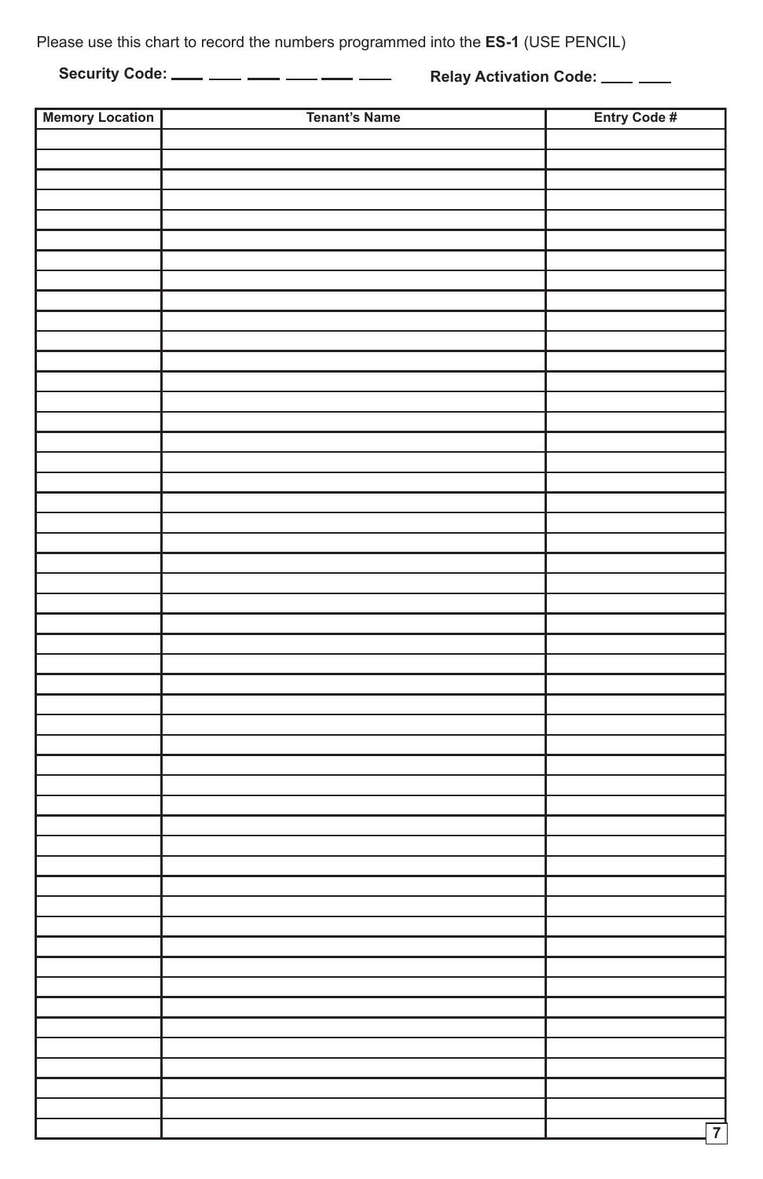Please use this chart to record the numbers programmed into the **ES-1** (USE PENCIL)

**Security Code:** ___ ___ ___ ___ ___ ___ **Relay Activation Code:** ___ ___

| Memory Location | Tenant's Name | Entry Code # |
|---|---|---|
| | | |
| | | |
| | | |
| | | |
| | | |
| | | |
| | | |
| | | |
| | | |
| | | |
| | | |
| | | |
| | | |
| | | |
| | | |
| | | |
| | | |
| | | |
| | | |
| | | |
| | | |
| | | |
| | | |
| | | |
| | | |
| | | |
| | | |
| | | |
| | | |
| | | |
| | | |
| | | |
| | | |
| | | |
| | | |
| | | |
| | | |
| | | |
| | | |
| | | |
| | | |
| | | |
| | | |
| | | |
| | | |
| | | |
| | | |
| | | |
| | | |
| | | |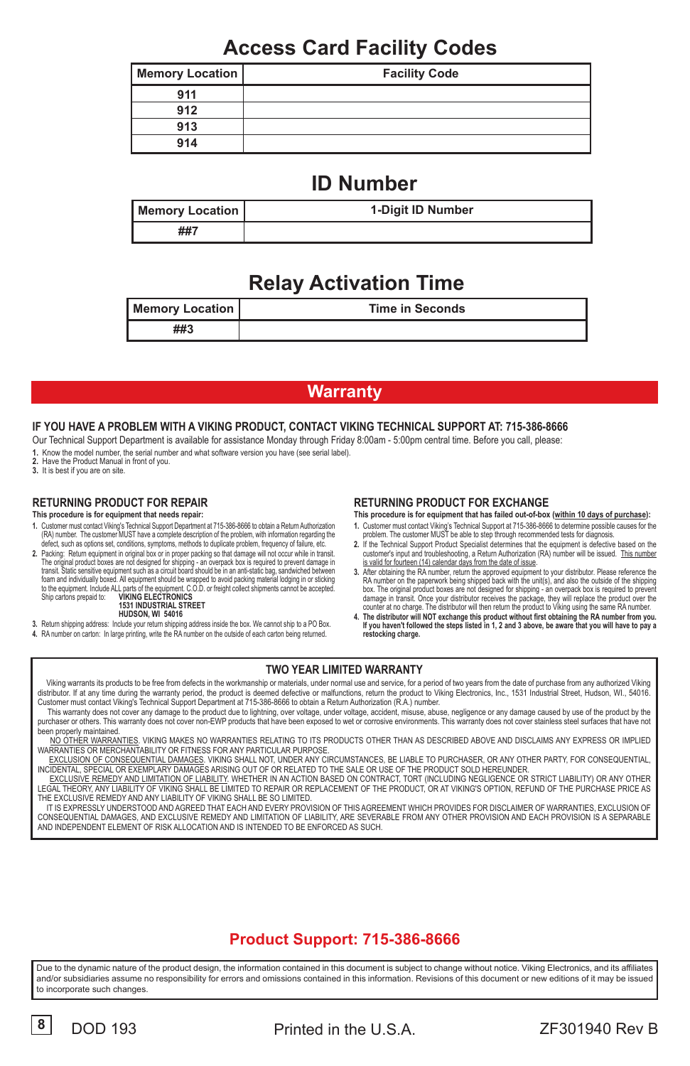# Access Card Facility Codes

| Memory Location | Facility Code |
|---|---|
| 911 | |
| 912 | |
| 913 | |
| 914 | |

# ID Number

| Memory Location | 1-Digit ID Number |
|---|---|
| ##7 | |

# Relay Activation Time

| Memory Location | Time in Seconds |
|---|---|
| ##3 | |

## Warranty

### IF YOU HAVE A PROBLEM WITH A VIKING PRODUCT, CONTACT VIKING TECHNICAL SUPPORT AT: 715-386-8666

Our Technical Support Department is available for Assistance Monday through Friday 8:00am - 5:00pm central time. Before you call, please:

1. Know the model number, the serial number and what software version you have (see serial label).
2. Have the Product Manual in front of you.
3. It is best if you are on site.

### RETURNING PRODUCT FOR REPAIR

**This procedure is for equipment that needs repair:**

1. Customer must contact Viking's Technical Support Department at 715-386-8666 to obtain a Return Authorization (RA) number. The customer MUST have a complete description of the problem, with information regarding the defect, such as options set, conditions, symptoms, methods to duplicate problem, frequency of failure, etc.
2. Packing: Return equipment in original box or in proper packing so that damage will not occur while in transit. The original product boxes are not designed for shipping - an overpack box is required to prevent damage in transit. Static sensitive equipment such as a circuit board should be in an anti-static bag, sandwiched between foam and individually boxed. All equipment should be wrapped to avoid packing material lodging in or sticking to the equipment. Include ALL parts of the equipment. C.O.D. or freight collect shipments cannot be accepted. Ship cartons prepaid to: **VIKING ELECTRONICS**
   **1531 INDUSTRIAL STREET**
   **HUDSON, WI 54016**
3. Return shipping address: Include your return shipping address inside the box. We cannot ship to a PO Box.
4. RA number on carton: In large printing, write the RA number on the outside of each carton being returned.

### RETURNING PRODUCT FOR EXCHANGE

**This procedure is for equipment that has failed out-of-box (within 10 days of purchase):**

1. Customer must contact Viking's Technical Support at 715-386-8666 to determine possible causes for the problem. The customer MUST be able to step through recommended tests for diagnosis.
2. If the Technical Support Product Specialist determines that the equipment is defective based on the customer's input and troubleshooting, a Return Authorization (RA) number will be issued. This number is valid for fourteen (14) calendar days from the date of issue.
3. After obtaining the RA number, return the approved equipment to your distributor. Please reference the RA number on the paperwork being shipped back with the unit(s), and also the outside of the shipping box. The original product boxes are not designed for shipping - an overpack box is required to prevent damage in transit. Once your distributor receives the package, they will replace the product over the counter at no charge. The distributor will then return the product to Viking using the same RA number.
4. **The distributor will NOT exchange this product without first obtaining the RA number from you. If you haven't followed the steps listed in 1, 2 and 3 above, be aware that you will have to pay a restocking charge.**

### TWO YEAR LIMITED WARRANTY

Viking warrants its products to be free from defects in the workmanship or materials, under normal use and service, for a period of two years from the date of purchase from any authorized Viking distributor. If at any time during the warranty period, the product is deemed defective or malfunctions, return the product to Viking Electronics, Inc., 1531 Industrial Street, Hudson, WI., 54016. Customer must contact Viking's Technical Support Department at 715-386-8666 to obtain a Return Authorization (R.A.) number.

This warranty does not cover any damage to the product due to lightning, over voltage, under voltage, accident, misuse, abuse, negligence or any damage caused by use of the product by the purchaser or others. This warranty does not cover non-EWP products that have been exposed to wet or corrosive environments. This warranty does not cover stainless steel surfaces that have not been properly maintained.

NO OTHER WARRANTIES. VIKING MAKES NO WARRANTIES RELATING TO ITS PRODUCTS OTHER THAN AS DESCRIBED ABOVE AND DISCLAIMS ANY EXPRESS OR IMPLIED WARRANTIES OR MERCHANTABILITY OR FITNESS FOR ANY PARTICULAR PURPOSE.

EXCLUSION OF CONSEQUENTIAL DAMAGES. VIKING SHALL NOT, UNDER ANY CIRCUMSTANCES, BE LIABLE TO PURCHASER, OR ANY OTHER PARTY, FOR CONSEQUENTIAL, INCIDENTAL, SPECIAL OR EXEMPLARY DAMAGES ARISING OUT OF OR RELATED TO THE SALE OR USE OF THE PRODUCT SOLD HEREUNDER.

EXCLUSIVE REMEDY AND LIMITATION OF LIABILITY. WHETHER IN AN ACTION BASED ON CONTRACT, TORT (INCLUDING NEGLIGENCE OR STRICT LIABILITY) OR ANY OTHER LEGAL THEORY, ANY LIABILITY OF VIKING SHALL BE LIMITED TO REPAIR OR REPLACEMENT OF THE PRODUCT, OR AT VIKING'S OPTION, REFUND OF THE PURCHASE PRICE AS THE EXCLUSIVE REMEDY AND ANY LIABILITY OF VIKING SHALL BE SO LIMITED.

IT IS EXPRESSLY UNDERSTOOD AND AGREED THAT EACH AND EVERY PROVISION OF THIS AGREEMENT WHICH PROVIDES FOR DISCLAIMER OF WARRANTIES, EXCLUSION OF CONSEQUENTIAL DAMAGES, AND EXCLUSIVE REMEDY AND LIMITATION OF LIABILITY, ARE SEVERABLE FROM ANY OTHER PROVISION AND EACH PROVISION IS A SEPARABLE AND INDEPENDENT ELEMENT OF RISK ALLOCATION AND IS INTENDED TO BE ENFORCED AS SUCH.

## Product Support: 715-386-8666

Due to the dynamic nature of the product design, the information contained in this document is subject to change without notice. Viking Electronics, and its affiliates and/or subsidiaries assume no responsibility for errors and omissions contained in this information. Revisions of this document or new editions of it may be issued to incorporate such changes.

DOD 193 Printed in the U.S.A. ZF301940 Rev B